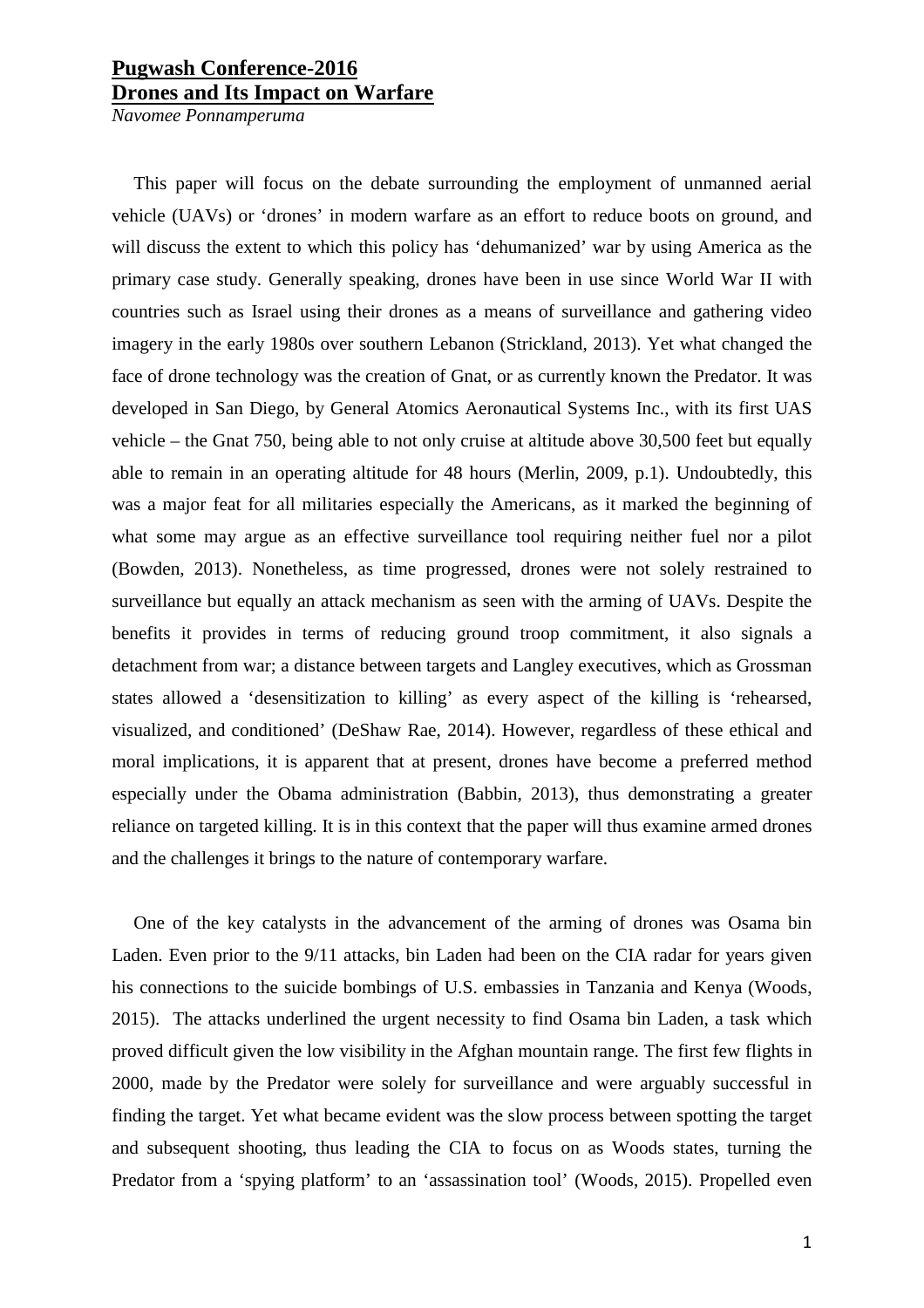# Pugwash Conference-2016
# Drones and Its Impact on Warfare

*Navomee Ponnamperuma*

This paper will focus on the debate surrounding the employment of unmanned aerial vehicle (UAVs) or 'drones' in modern warfare as an effort to reduce boots on ground, and will discuss the extent to which this policy has 'dehumanized' war by using America as the primary case study. Generally speaking, drones have been in use since World War II with countries such as Israel using their drones as a means of surveillance and gathering video imagery in the early 1980s over southern Lebanon (Strickland, 2013). Yet what changed the face of drone technology was the creation of Gnat, or as currently known the Predator. It was developed in San Diego, by General Atomics Aeronautical Systems Inc., with its first UAS vehicle – the Gnat 750, being able to not only cruise at altitude above 30,500 feet but equally able to remain in an operating altitude for 48 hours (Merlin, 2009, p.1). Undoubtedly, this was a major feat for all militaries especially the Americans, as it marked the beginning of what some may argue as an effective surveillance tool requiring neither fuel nor a pilot (Bowden, 2013). Nonetheless, as time progressed, drones were not solely restrained to surveillance but equally an attack mechanism as seen with the arming of UAVs. Despite the benefits it provides in terms of reducing ground troop commitment, it also signals a detachment from war; a distance between targets and Langley executives, which as Grossman states allowed a 'desensitization to killing' as every aspect of the killing is 'rehearsed, visualized, and conditioned' (DeShaw Rae, 2014). However, regardless of these ethical and moral implications, it is apparent that at present, drones have become a preferred method especially under the Obama administration (Babbin, 2013), thus demonstrating a greater reliance on targeted killing. It is in this context that the paper will thus examine armed drones and the challenges it brings to the nature of contemporary warfare.

One of the key catalysts in the advancement of the arming of drones was Osama bin Laden. Even prior to the 9/11 attacks, bin Laden had been on the CIA radar for years given his connections to the suicide bombings of U.S. embassies in Tanzania and Kenya (Woods, 2015). The attacks underlined the urgent necessity to find Osama bin Laden, a task which proved difficult given the low visibility in the Afghan mountain range. The first few flights in 2000, made by the Predator were solely for surveillance and were arguably successful in finding the target. Yet what became evident was the slow process between spotting the target and subsequent shooting, thus leading the CIA to focus on as Woods states, turning the Predator from a 'spying platform' to an 'assassination tool' (Woods, 2015). Propelled even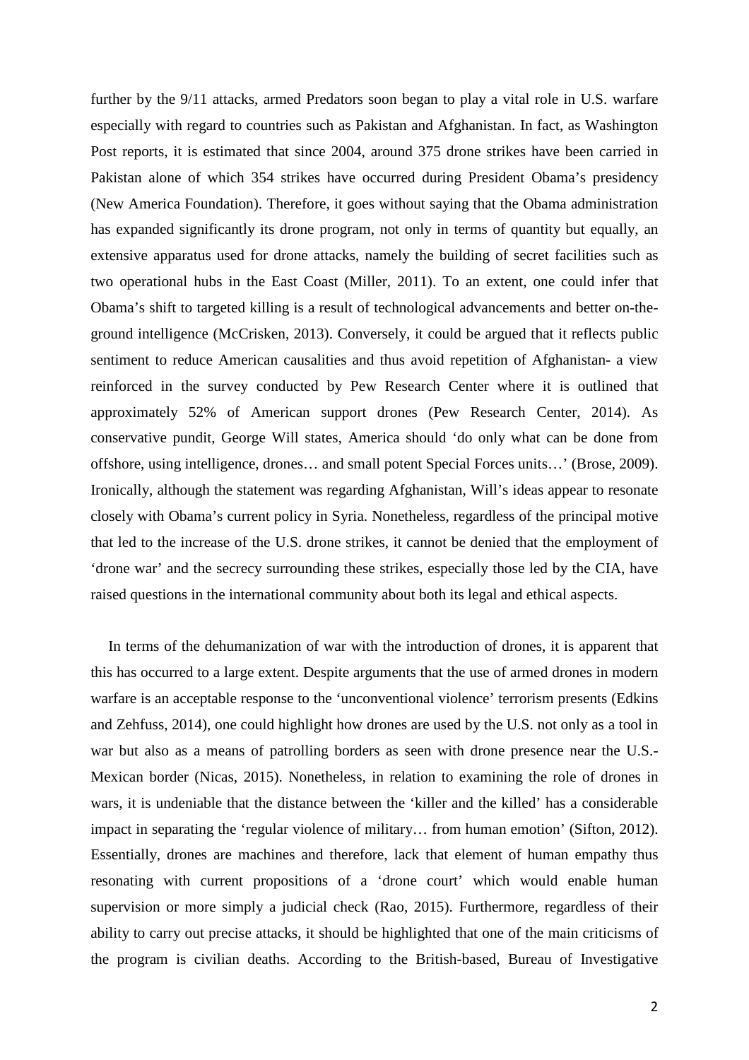further by the 9/11 attacks, armed Predators soon began to play a vital role in U.S. warfare especially with regard to countries such as Pakistan and Afghanistan. In fact, as Washington Post reports, it is estimated that since 2004, around 375 drone strikes have been carried in Pakistan alone of which 354 strikes have occurred during President Obama's presidency (New America Foundation). Therefore, it goes without saying that the Obama administration has expanded significantly its drone program, not only in terms of quantity but equally, an extensive apparatus used for drone attacks, namely the building of secret facilities such as two operational hubs in the East Coast (Miller, 2011). To an extent, one could infer that Obama's shift to targeted killing is a result of technological advancements and better on-the-ground intelligence (McCrisken, 2013). Conversely, it could be argued that it reflects public sentiment to reduce American causalities and thus avoid repetition of Afghanistan- a view reinforced in the survey conducted by Pew Research Center where it is outlined that approximately 52% of American support drones (Pew Research Center, 2014). As conservative pundit, George Will states, America should 'do only what can be done from offshore, using intelligence, drones… and small potent Special Forces units…' (Brose, 2009). Ironically, although the statement was regarding Afghanistan, Will's ideas appear to resonate closely with Obama's current policy in Syria. Nonetheless, regardless of the principal motive that led to the increase of the U.S. drone strikes, it cannot be denied that the employment of 'drone war' and the secrecy surrounding these strikes, especially those led by the CIA, have raised questions in the international community about both its legal and ethical aspects.

In terms of the dehumanization of war with the introduction of drones, it is apparent that this has occurred to a large extent. Despite arguments that the use of armed drones in modern warfare is an acceptable response to the 'unconventional violence' terrorism presents (Edkins and Zehfuss, 2014), one could highlight how drones are used by the U.S. not only as a tool in war but also as a means of patrolling borders as seen with drone presence near the U.S.-Mexican border (Nicas, 2015). Nonetheless, in relation to examining the role of drones in wars, it is undeniable that the distance between the 'killer and the killed' has a considerable impact in separating the 'regular violence of military… from human emotion' (Sifton, 2012). Essentially, drones are machines and therefore, lack that element of human empathy thus resonating with current propositions of a 'drone court' which would enable human supervision or more simply a judicial check (Rao, 2015). Furthermore, regardless of their ability to carry out precise attacks, it should be highlighted that one of the main criticisms of the program is civilian deaths. According to the British-based, Bureau of Investigative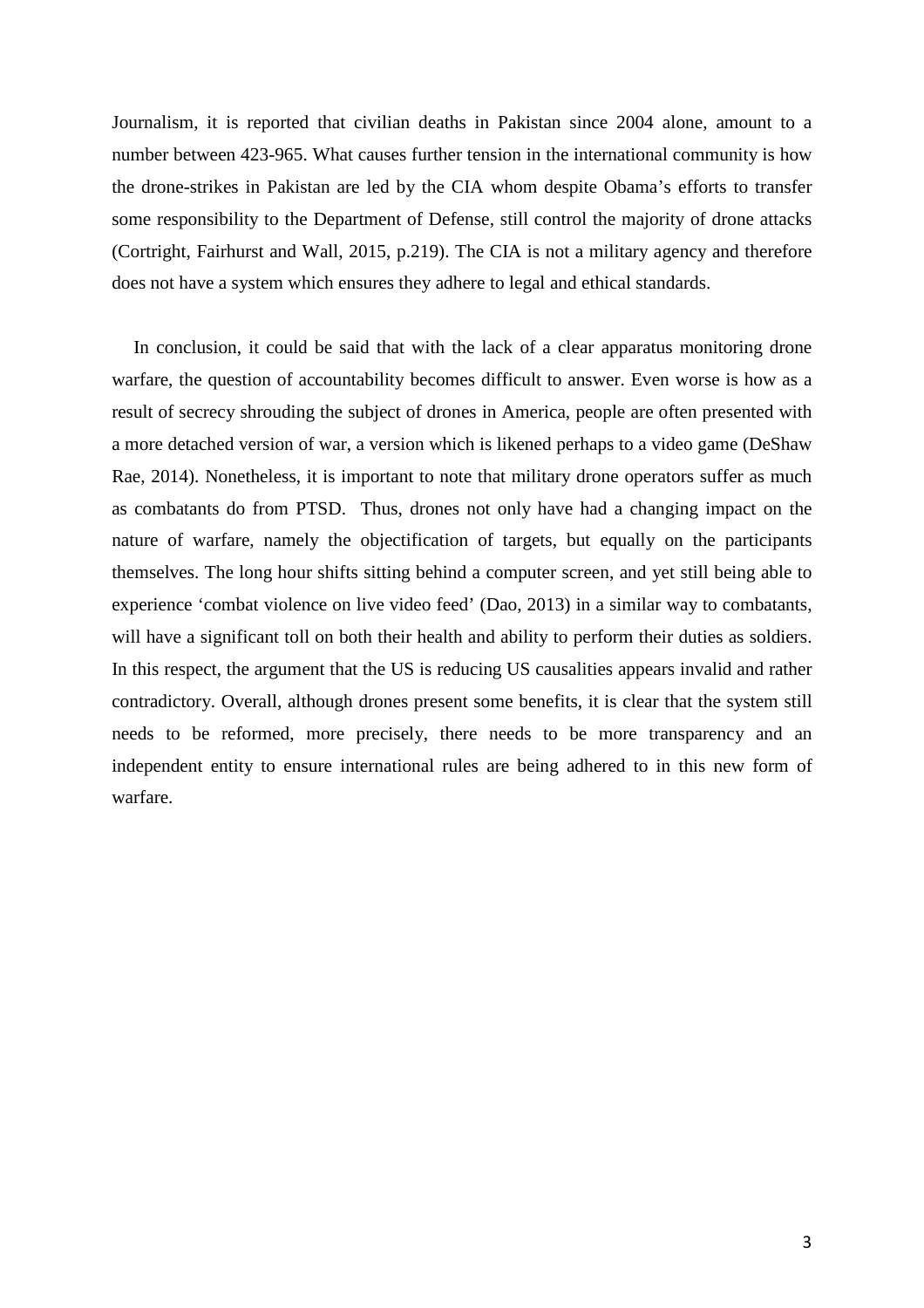Journalism, it is reported that civilian deaths in Pakistan since 2004 alone, amount to a number between 423-965. What causes further tension in the international community is how the drone-strikes in Pakistan are led by the CIA whom despite Obama's efforts to transfer some responsibility to the Department of Defense, still control the majority of drone attacks (Cortright, Fairhurst and Wall, 2015, p.219). The CIA is not a military agency and therefore does not have a system which ensures they adhere to legal and ethical standards.

In conclusion, it could be said that with the lack of a clear apparatus monitoring drone warfare, the question of accountability becomes difficult to answer. Even worse is how as a result of secrecy shrouding the subject of drones in America, people are often presented with a more detached version of war, a version which is likened perhaps to a video game (DeShaw Rae, 2014). Nonetheless, it is important to note that military drone operators suffer as much as combatants do from PTSD. Thus, drones not only have had a changing impact on the nature of warfare, namely the objectification of targets, but equally on the participants themselves. The long hour shifts sitting behind a computer screen, and yet still being able to experience 'combat violence on live video feed' (Dao, 2013) in a similar way to combatants, will have a significant toll on both their health and ability to perform their duties as soldiers. In this respect, the argument that the US is reducing US causalities appears invalid and rather contradictory. Overall, although drones present some benefits, it is clear that the system still needs to be reformed, more precisely, there needs to be more transparency and an independent entity to ensure international rules are being adhered to in this new form of warfare.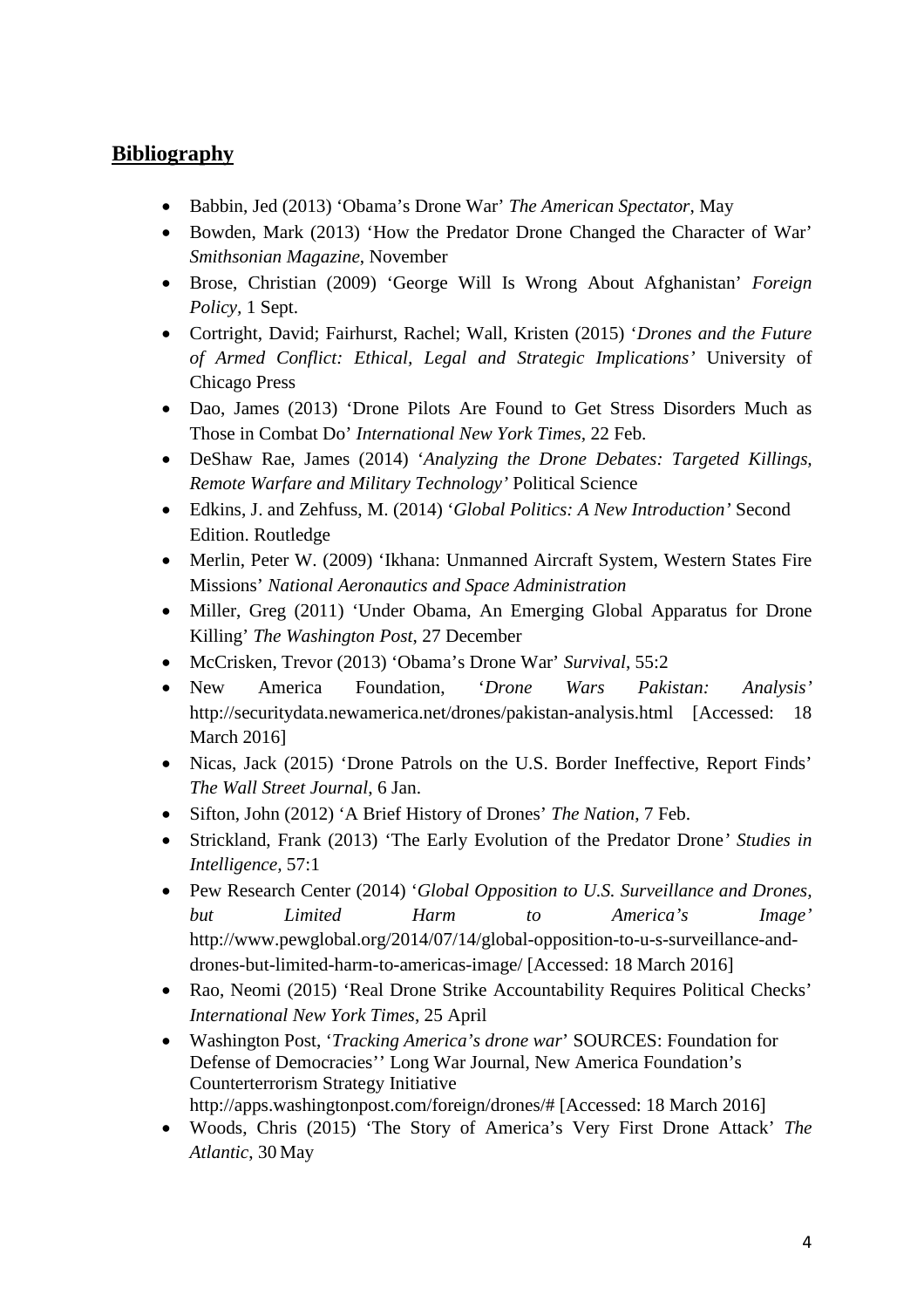## **Bibliography**

- Babbin, Jed (2013) 'Obama's Drone War' *The American Spectator*, May
- Bowden, Mark (2013) 'How the Predator Drone Changed the Character of War' *Smithsonian Magazine*, November
- Brose, Christian (2009) 'George Will Is Wrong About Afghanistan' *Foreign Policy*, 1 Sept.
- Cortright, David; Fairhurst, Rachel; Wall, Kristen (2015) '*Drones and the Future of Armed Conflict: Ethical, Legal and Strategic Implications'* University of Chicago Press
- Dao, James (2013) 'Drone Pilots Are Found to Get Stress Disorders Much as Those in Combat Do' *International New York Times*, 22 Feb.
- DeShaw Rae, James (2014) '*Analyzing the Drone Debates: Targeted Killings, Remote Warfare and Military Technology'* Political Science
- Edkins, J. and Zehfuss, M. (2014) '*Global Politics: A New Introduction'* Second Edition. Routledge
- Merlin, Peter W. (2009) 'Ikhana: Unmanned Aircraft System, Western States Fire Missions' *National Aeronautics and Space Administration*
- Miller, Greg (2011) 'Under Obama, An Emerging Global Apparatus for Drone Killing' *The Washington Post*, 27 December
- McCrisken, Trevor (2013) 'Obama's Drone War' *Survival*, 55:2
- New America Foundation, '*Drone Wars Pakistan: Analysis'* http://securitydata.newamerica.net/drones/pakistan-analysis.html [Accessed: 18 March 2016]
- Nicas, Jack (2015) 'Drone Patrols on the U.S. Border Ineffective, Report Finds' *The Wall Street Journal*, 6 Jan.
- Sifton, John (2012) 'A Brief History of Drones' *The Nation*, 7 Feb.
- Strickland, Frank (2013) 'The Early Evolution of the Predator Drone' *Studies in Intelligence*, 57:1
- Pew Research Center (2014) '*Global Opposition to U.S. Surveillance and Drones, but Limited Harm to America's Image'* http://www.pewglobal.org/2014/07/14/global-opposition-to-u-s-surveillance-and-drones-but-limited-harm-to-americas-image/ [Accessed: 18 March 2016]
- Rao, Neomi (2015) 'Real Drone Strike Accountability Requires Political Checks' *International New York Times*, 25 April
- Washington Post, '*Tracking America's drone war*' SOURCES: Foundation for Defense of Democracies'' Long War Journal, New America Foundation's Counterterrorism Strategy Initiative http://apps.washingtonpost.com/foreign/drones/# [Accessed: 18 March 2016]
- Woods, Chris (2015) 'The Story of America's Very First Drone Attack' *The Atlantic*, 30 May